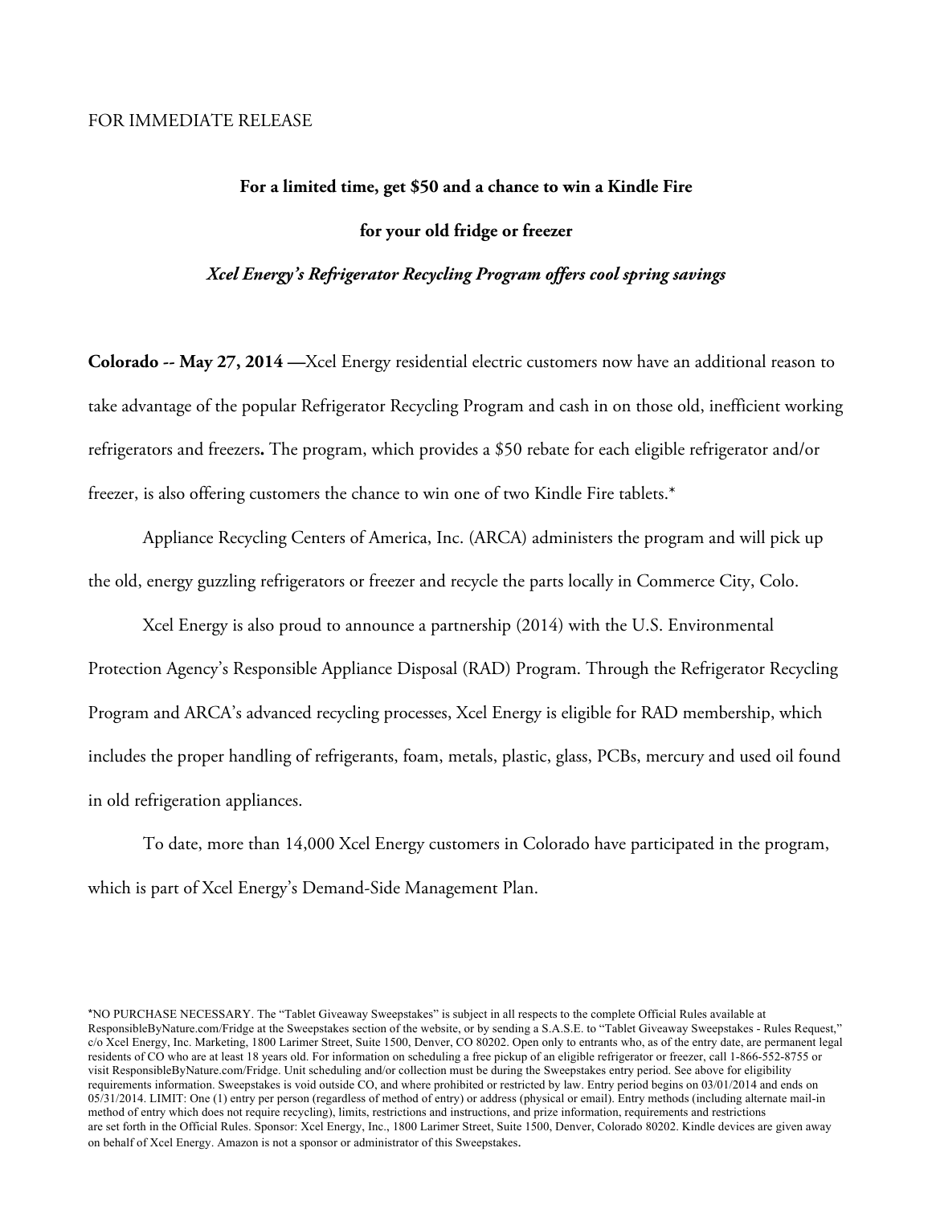FOR IMMEDIATE RELEASE

**For a limited time, get $50 and a chance to win a Kindle Fire**

**for your old fridge or freezer**

***Xcel Energy's Refrigerator Recycling Program offers cool spring savings***

**Colorado -- May 27, 2014 —**Xcel Energy residential electric customers now have an additional reason to take advantage of the popular Refrigerator Recycling Program and cash in on those old, inefficient working refrigerators and freezers**.** The program, which provides a $50 rebate for each eligible refrigerator and/or freezer, is also offering customers the chance to win one of two Kindle Fire tablets.*

Appliance Recycling Centers of America, Inc. (ARCA) administers the program and will pick up the old, energy guzzling refrigerators or freezer and recycle the parts locally in Commerce City, Colo.

Xcel Energy is also proud to announce a partnership (2014) with the U.S. Environmental Protection Agency's Responsible Appliance Disposal (RAD) Program. Through the Refrigerator Recycling Program and ARCA's advanced recycling processes, Xcel Energy is eligible for RAD membership, which includes the proper handling of refrigerants, foam, metals, plastic, glass, PCBs, mercury and used oil found in old refrigeration appliances.

To date, more than 14,000 Xcel Energy customers in Colorado have participated in the program, which is part of Xcel Energy's Demand-Side Management Plan.

*NO PURCHASE NECESSARY. The "Tablet Giveaway Sweepstakes" is subject in all respects to the complete Official Rules available at ResponsibleByNature.com/Fridge at the Sweepstakes section of the website, or by sending a S.A.S.E. to "Tablet Giveaway Sweepstakes - Rules Request," c/o Xcel Energy, Inc. Marketing, 1800 Larimer Street, Suite 1500, Denver, CO 80202. Open only to entrants who, as of the entry date, are permanent legal residents of CO who are at least 18 years old. For information on scheduling a free pickup of an eligible refrigerator or freezer, call 1-866-552-8755 or visit ResponsibleByNature.com/Fridge. Unit scheduling and/or collection must be during the Sweepstakes entry period. See above for eligibility requirements information. Sweepstakes is void outside CO, and where prohibited or restricted by law. Entry period begins on 03/01/2014 and ends on 05/31/2014. LIMIT: One (1) entry per person (regardless of method of entry) or address (physical or email). Entry methods (including alternate mail-in method of entry which does not require recycling), limits, restrictions and instructions, and prize information, requirements and restrictions are set forth in the Official Rules. Sponsor: Xcel Energy, Inc., 1800 Larimer Street, Suite 1500, Denver, Colorado 80202. Kindle devices are given away on behalf of Xcel Energy. Amazon is not a sponsor or administrator of this Sweepstakes.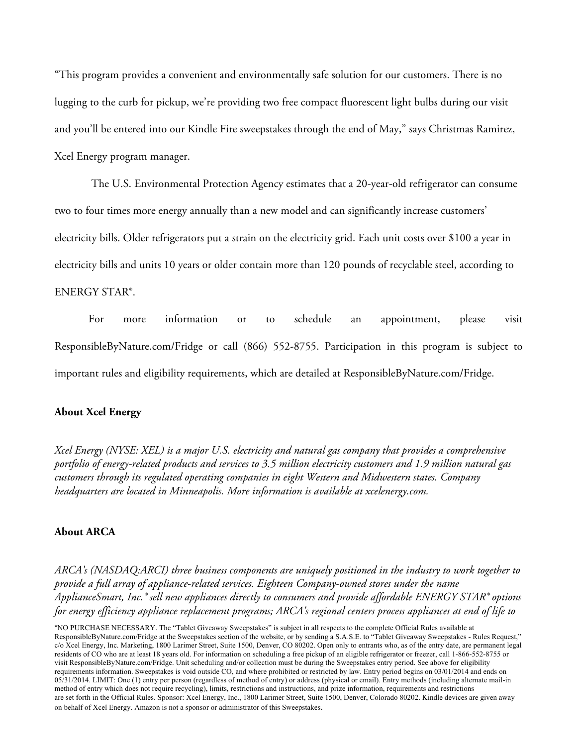"This program provides a convenient and environmentally safe solution for our customers. There is no lugging to the curb for pickup, we're providing two free compact fluorescent light bulbs during our visit and you'll be entered into our Kindle Fire sweepstakes through the end of May," says Christmas Ramirez, Xcel Energy program manager.

The U.S. Environmental Protection Agency estimates that a 20-year-old refrigerator can consume two to four times more energy annually than a new model and can significantly increase customers' electricity bills. Older refrigerators put a strain on the electricity grid. Each unit costs over $100 a year in electricity bills and units 10 years or older contain more than 120 pounds of recyclable steel, according to ENERGY STAR®.

For more information or to schedule an appointment, please visit ResponsibleByNature.com/Fridge or call (866) 552-8755. Participation in this program is subject to important rules and eligibility requirements, which are detailed at ResponsibleByNature.com/Fridge.

**About Xcel Energy**

*Xcel Energy (NYSE: XEL) is a major U.S. electricity and natural gas company that provides a comprehensive portfolio of energy-related products and services to 3.5 million electricity customers and 1.9 million natural gas customers through its regulated operating companies in eight Western and Midwestern states. Company headquarters are located in Minneapolis. More information is available at xcelenergy.com.*

**About ARCA**

*ARCA's (NASDAQ:ARCI) three business components are uniquely positioned in the industry to work together to provide a full array of appliance-related services. Eighteen Company-owned stores under the name ApplianceSmart, Inc.® sell new appliances directly to consumers and provide affordable ENERGY STAR® options for energy efficiency appliance replacement programs; ARCA's regional centers process appliances at end of life to*

*NO PURCHASE NECESSARY. The "Tablet Giveaway Sweepstakes" is subject in all respects to the complete Official Rules available at ResponsibleByNature.com/Fridge at the Sweepstakes section of the website, or by sending a S.A.S.E. to "Tablet Giveaway Sweepstakes - Rules Request," c/o Xcel Energy, Inc. Marketing, 1800 Larimer Street, Suite 1500, Denver, CO 80202. Open only to entrants who, as of the entry date, are permanent legal residents of CO who are at least 18 years old. For information on scheduling a free pickup of an eligible refrigerator or freezer, call 1-866-552-8755 or visit ResponsibleByNature.com/Fridge. Unit scheduling and/or collection must be during the Sweepstakes entry period. See above for eligibility requirements information. Sweepstakes is void outside CO, and where prohibited or restricted by law. Entry period begins on 03/01/2014 and ends on 05/31/2014. LIMIT: One (1) entry per person (regardless of method of entry) or address (physical or email). Entry methods (including alternate mail-in method of entry which does not require recycling), limits, restrictions and instructions, and prize information, requirements and restrictions are set forth in the Official Rules. Sponsor: Xcel Energy, Inc., 1800 Larimer Street, Suite 1500, Denver, Colorado 80202. Kindle devices are given away on behalf of Xcel Energy. Amazon is not a sponsor or administrator of this Sweepstakes.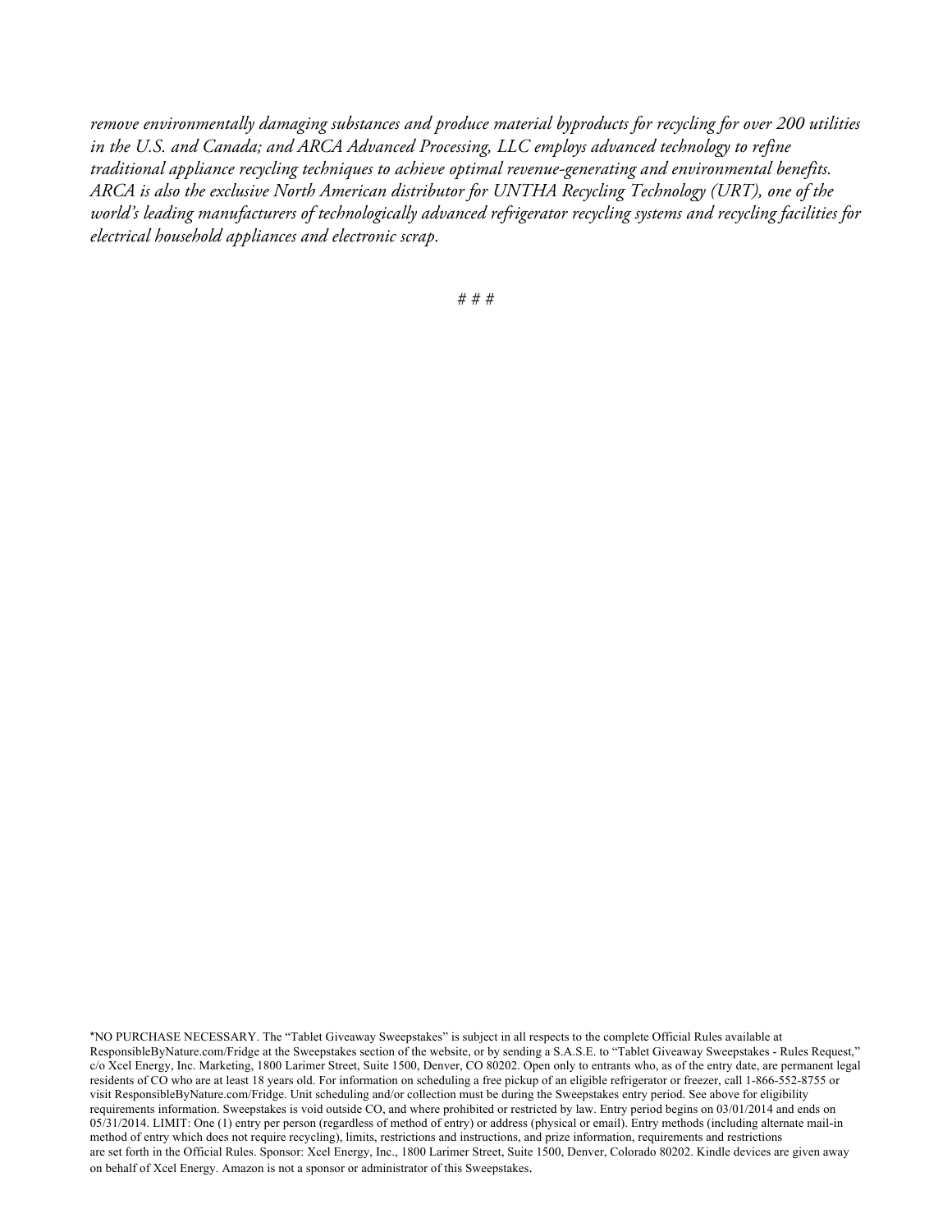*remove environmentally damaging substances and produce material byproducts for recycling for over 200 utilities in the U.S. and Canada; and ARCA Advanced Processing, LLC employs advanced technology to refine traditional appliance recycling techniques to achieve optimal revenue-generating and environmental benefits. ARCA is also the exclusive North American distributor for UNTHA Recycling Technology (URT), one of the world's leading manufacturers of technologically advanced refrigerator recycling systems and recycling facilities for electrical household appliances and electronic scrap.*

# # #

*NO PURCHASE NECESSARY. The "Tablet Giveaway Sweepstakes" is subject in all respects to the complete Official Rules available at ResponsibleByNature.com/Fridge at the Sweepstakes section of the website, or by sending a S.A.S.E. to "Tablet Giveaway Sweepstakes - Rules Request," c/o Xcel Energy, Inc. Marketing, 1800 Larimer Street, Suite 1500, Denver, CO 80202. Open only to entrants who, as of the entry date, are permanent legal residents of CO who are at least 18 years old. For information on scheduling a free pickup of an eligible refrigerator or freezer, call 1-866-552-8755 or visit ResponsibleByNature.com/Fridge. Unit scheduling and/or collection must be during the Sweepstakes entry period. See above for eligibility requirements information. Sweepstakes is void outside CO, and where prohibited or restricted by law. Entry period begins on 03/01/2014 and ends on 05/31/2014. LIMIT: One (1) entry per person (regardless of method of entry) or address (physical or email). Entry methods (including alternate mail-in method of entry which does not require recycling), limits, restrictions and instructions, and prize information, requirements and restrictions are set forth in the Official Rules. Sponsor: Xcel Energy, Inc., 1800 Larimer Street, Suite 1500, Denver, Colorado 80202. Kindle devices are given away on behalf of Xcel Energy. Amazon is not a sponsor or administrator of this Sweepstakes.